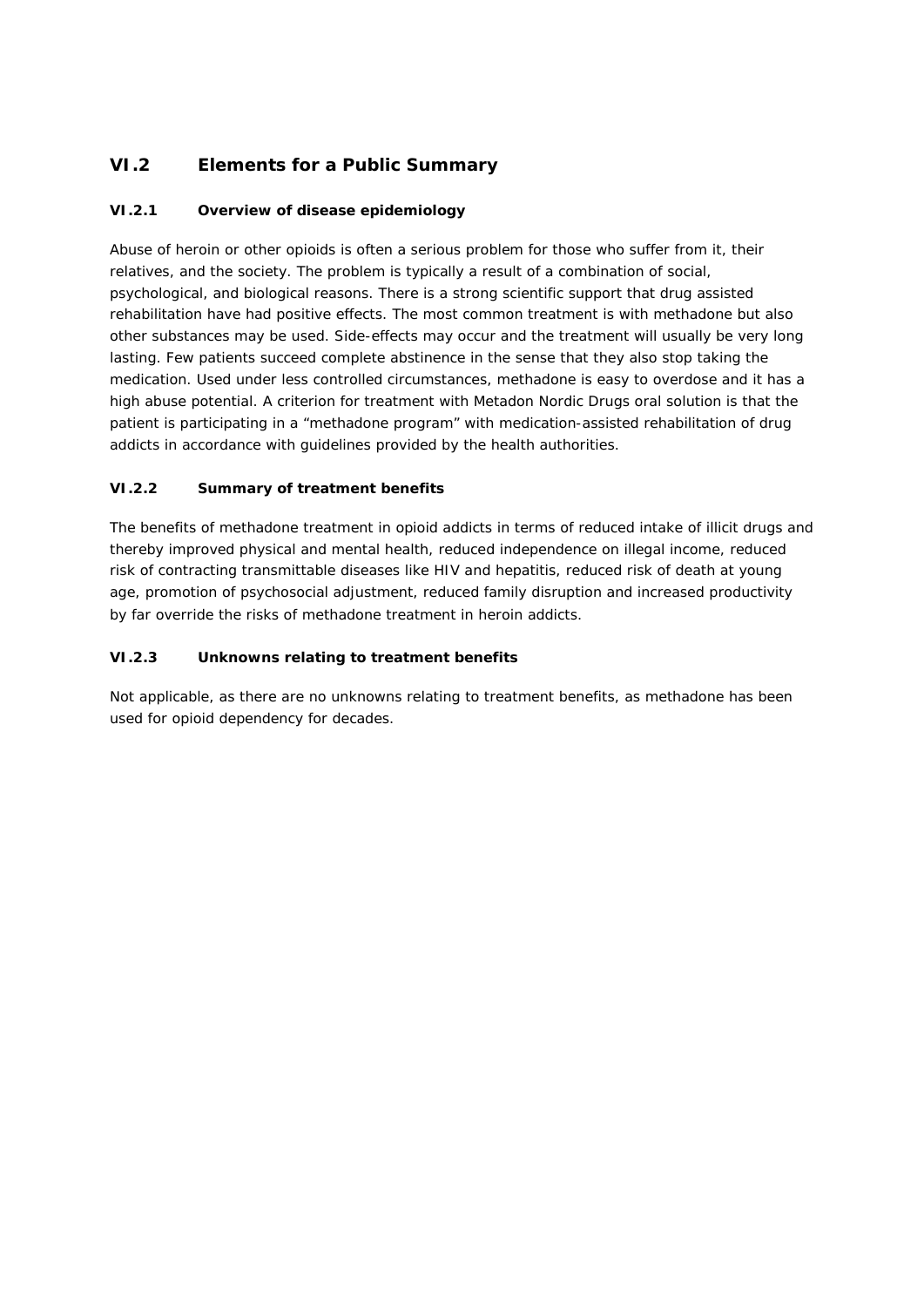## VI.2 Elements for a Public Summary

### VI.2.1 Overview of disease epidemiology

Abuse of heroin or other opioids is often a serious problem for those who suffer from it, their relatives, and the society. The problem is typically a result of a combination of social, psychological, and biological reasons. There is a strong scientific support that drug assisted rehabilitation have had positive effects. The most common treatment is with methadone but also other substances may be used. Side-effects may occur and the treatment will usually be very long lasting. Few patients succeed complete abstinence in the sense that they also stop taking the medication. Used under less controlled circumstances, methadone is easy to overdose and it has a high abuse potential. A criterion for treatment with Metadon Nordic Drugs oral solution is that the patient is participating in a "methadone program" with medication-assisted rehabilitation of drug addicts in accordance with guidelines provided by the health authorities.

### VI.2.2 Summary of treatment benefits

The benefits of methadone treatment in opioid addicts in terms of reduced intake of illicit drugs and thereby improved physical and mental health, reduced independence on illegal income, reduced risk of contracting transmittable diseases like HIV and hepatitis, reduced risk of death at young age, promotion of psychosocial adjustment, reduced family disruption and increased productivity by far override the risks of methadone treatment in heroin addicts.

### VI.2.3 Unknowns relating to treatment benefits

Not applicable, as there are no unknowns relating to treatment benefits, as methadone has been used for opioid dependency for decades.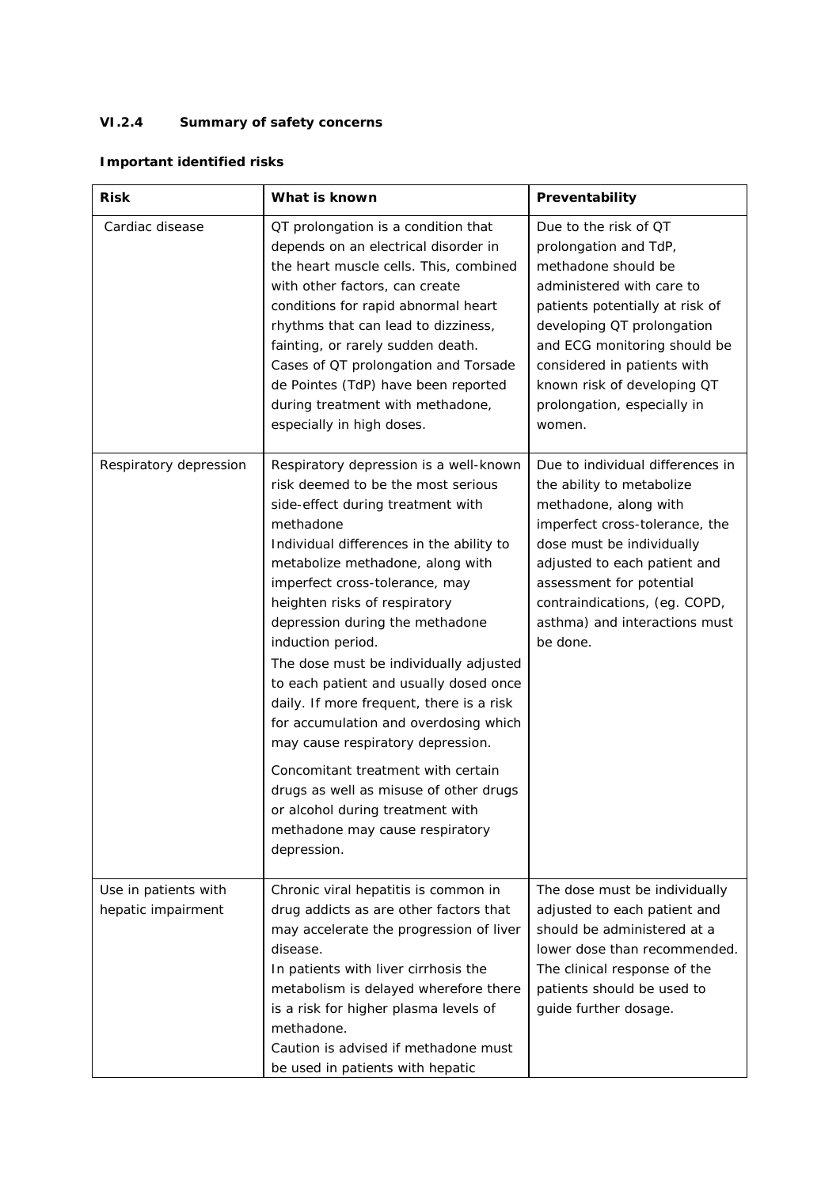### VI.2.4 Summary of safety concerns

**Important identified risks**

| Risk | What is known | Preventability |
|---|---|---|
| Cardiac disease | QT prolongation is a condition that depends on an electrical disorder in the heart muscle cells. This, combined with other factors, can create conditions for rapid abnormal heart rhythms that can lead to dizziness, fainting, or rarely sudden death. Cases of QT prolongation and Torsade de Pointes (TdP) have been reported during treatment with methadone, especially in high doses. | Due to the risk of QT prolongation and TdP, methadone should be administered with care to patients potentially at risk of developing QT prolongation and ECG monitoring should be considered in patients with known risk of developing QT prolongation, especially in women. |
| Respiratory depression | Respiratory depression is a well-known risk deemed to be the most serious side-effect during treatment with methadone<br>Individual differences in the ability to metabolize methadone, along with imperfect cross-tolerance, may heighten risks of respiratory depression during the methadone induction period.<br>The dose must be individually adjusted to each patient and usually dosed once daily. If more frequent, there is a risk for accumulation and overdosing which may cause respiratory depression.<br><br>Concomitant treatment with certain drugs as well as misuse of other drugs or alcohol during treatment with methadone may cause respiratory depression. | Due to individual differences in the ability to metabolize methadone, along with imperfect cross-tolerance, the dose must be individually adjusted to each patient and assessment for potential contraindications, (eg. COPD, asthma) and interactions must be done. |
| Use in patients with hepatic impairment | Chronic viral hepatitis is common in drug addicts as are other factors that may accelerate the progression of liver disease.<br>In patients with liver cirrhosis the metabolism is delayed wherefore there is a risk for higher plasma levels of methadone.<br>Caution is advised if methadone must be used in patients with hepatic | The dose must be individually adjusted to each patient and should be administered at a lower dose than recommended. The clinical response of the patients should be used to guide further dosage. |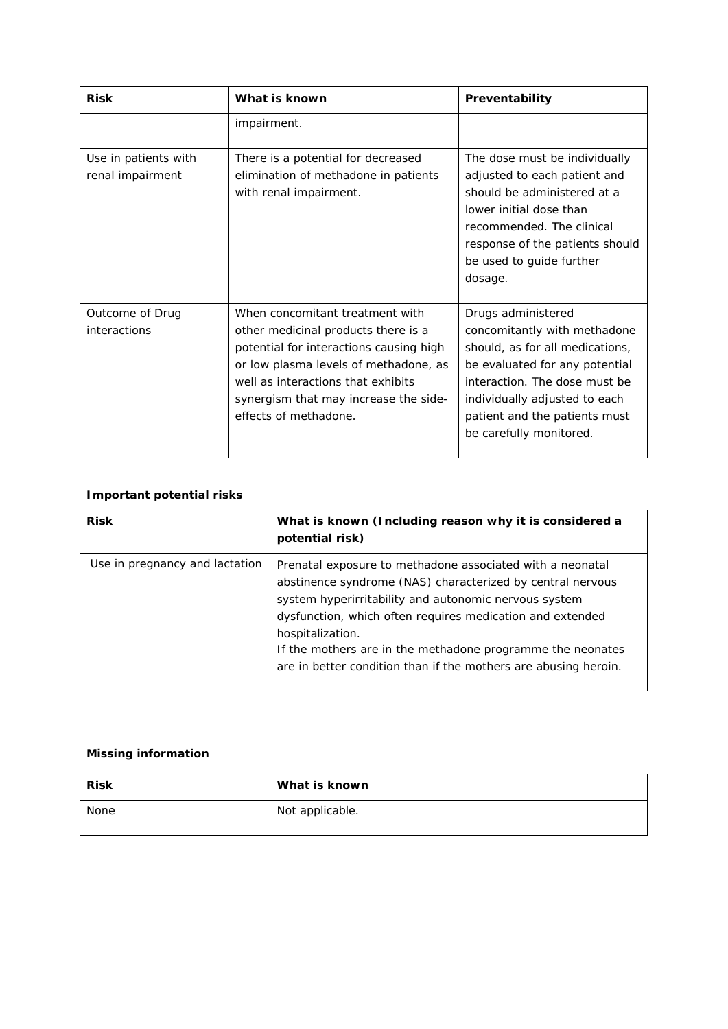| Risk | What is known | Preventability |
|---|---|---|
| | impairment. | |
| Use in patients with renal impairment | There is a potential for decreased elimination of methadone in patients with renal impairment. | The dose must be individually adjusted to each patient and should be administered at a lower initial dose than recommended. The clinical response of the patients should be used to guide further dosage. |
| Outcome of Drug interactions | When concomitant treatment with other medicinal products there is a potential for interactions causing high or low plasma levels of methadone, as well as interactions that exhibits synergism that may increase the side-effects of methadone. | Drugs administered concomitantly with methadone should, as for all medications, be evaluated for any potential interaction. The dose must be individually adjusted to each patient and the patients must be carefully monitored. |

**Important potential risks**

| Risk | What is known (Including reason why it is considered a potential risk) |
|---|---|
| Use in pregnancy and lactation | Prenatal exposure to methadone associated with a neonatal abstinence syndrome (NAS) characterized by central nervous system hyperirritability and autonomic nervous system dysfunction, which often requires medication and extended hospitalization.<br>If the mothers are in the methadone programme the neonates are in better condition than if the mothers are abusing heroin. |

**Missing information**

| Risk | What is known |
|---|---|
| None | Not applicable. |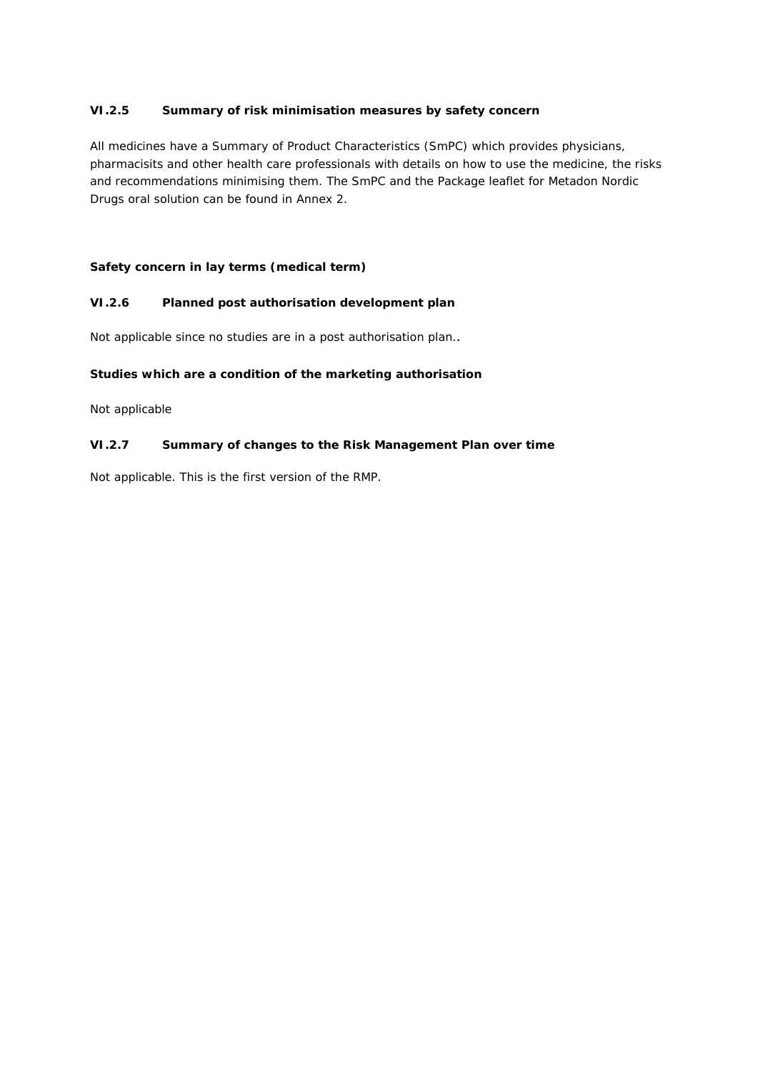### VI.2.5 Summary of risk minimisation measures by safety concern

All medicines have a Summary of Product Characteristics (SmPC) which provides physicians, pharmacisits and other health care professionals with details on how to use the medicine, the risks and recommendations minimising them. The SmPC and the Package leaflet for Metadon Nordic Drugs oral solution can be found in Annex 2.

**Safety concern in lay terms (medical term)**

### VI.2.6 Planned post authorisation development plan

Not applicable since no studies are in a post authorisation plan..

**Studies which are a condition of the marketing authorisation**

Not applicable

### VI.2.7 Summary of changes to the Risk Management Plan over time

Not applicable. This is the first version of the RMP.